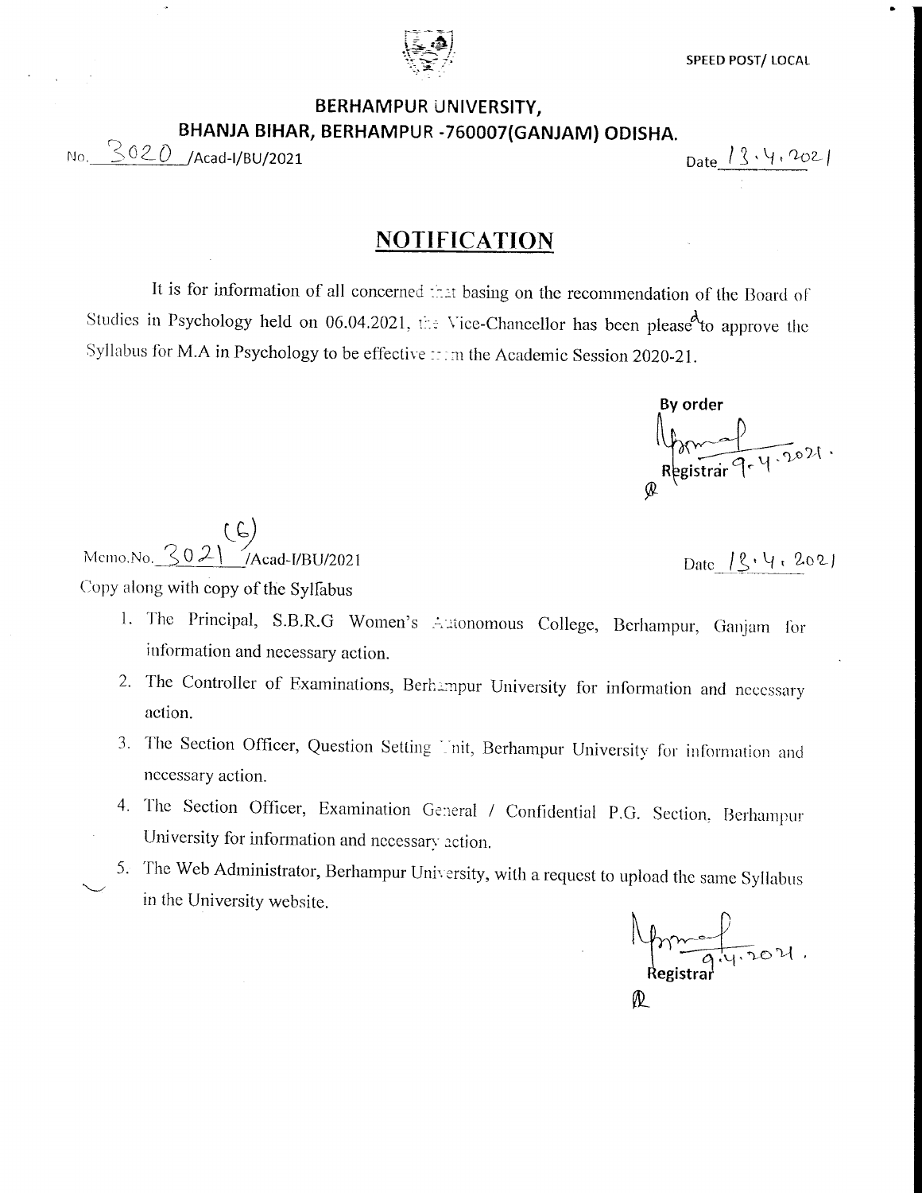SPEED POST/ LOCAL

**BERHAMPUR UNIVERSITY,**

**BHANJA BIHAR, BERHAMPUR -760007(GANJAM) ODISHA.**

No. 3020 /Acad-I/BU/2021 Date 13.4.2021

## NOTIFICATION

It is for information of all concerned that basing on the recommendation of the Board of Studies in Psychology held on 06.04.2021, the Vice-Chancellor has been pleased to approve the Syllabus for M.A in Psychology to be effective from the Academic Session 2020-21.

By order

Registrar 9.4.2021.

Memo.No. 3021(6) /Acad-I/BU/2021 Date 13.4.2021

Copy along with copy of the Syllabus

1. The Principal, S.B.R.G Women's Autonomous College, Berhampur, Ganjam for information and necessary action.
2. The Controller of Examinations, Berhampur University for information and necessary action.
3. The Section Officer, Question Setting Unit, Berhampur University for information and necessary action.
4. The Section Officer, Examination General / Confidential P.G. Section, Berhampur University for information and necessary action.
5. The Web Administrator, Berhampur University, with a request to upload the same Syllabus in the University website.

Registrar 9.4.2021.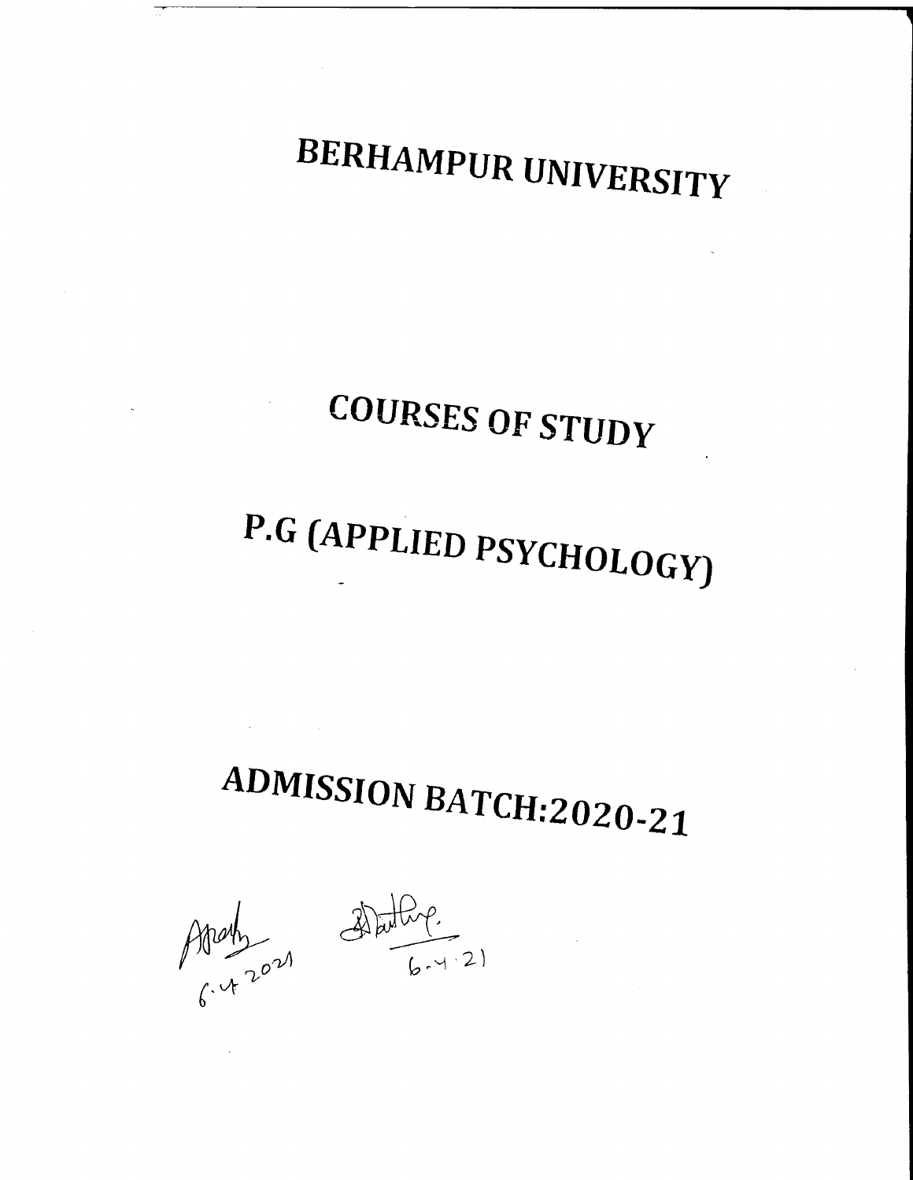# BERHAMPUR UNIVERSITY

# COURSES OF STUDY

# P.G (APPLIED PSYCHOLOGY)

# ADMISSION BATCH:2020-21

6.4.2021 6.4.21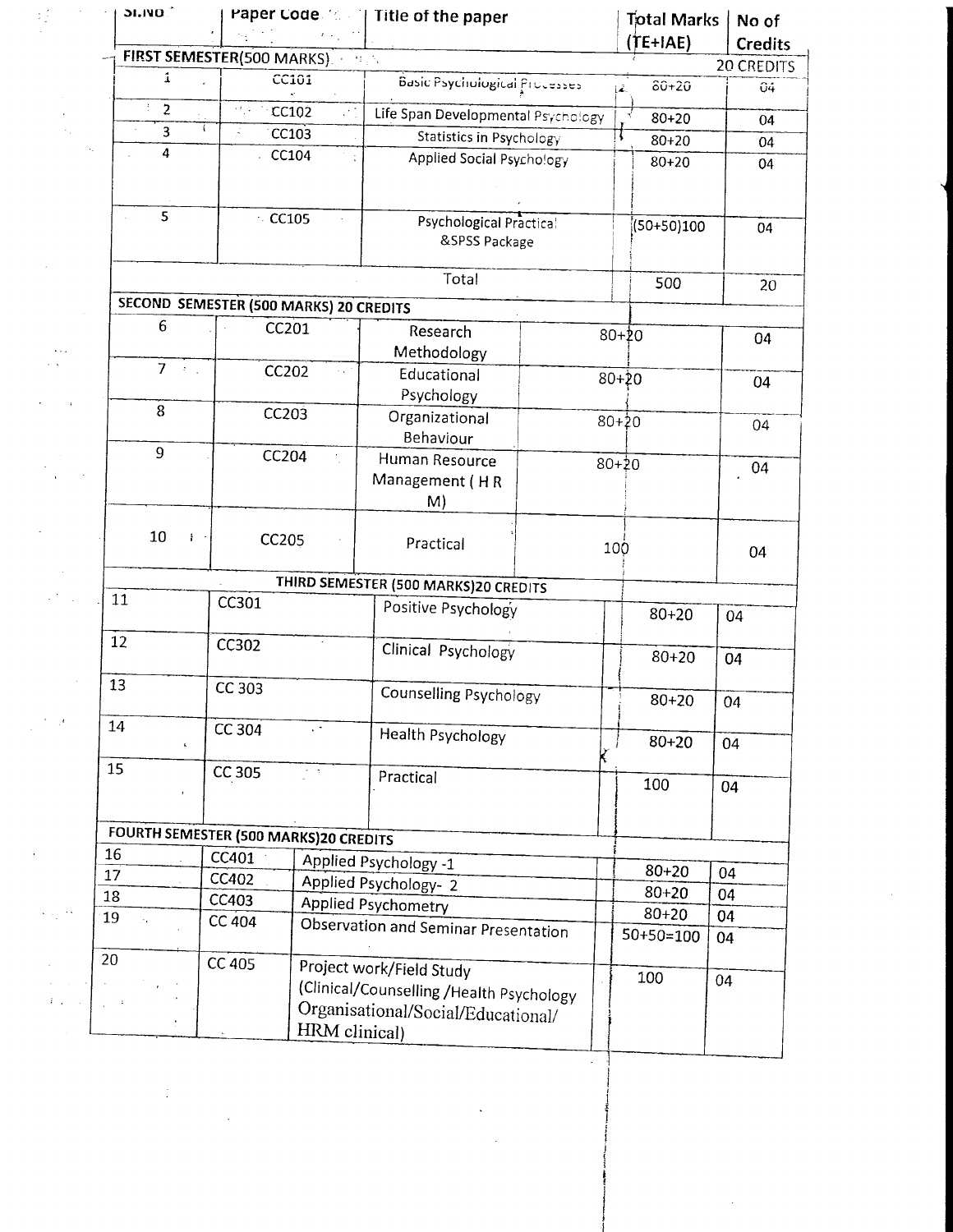| Sl.No | Paper Code | Title of the paper | Total Marks (TE+IAE) | No of Credits |
|---|---|---|---|---|
| FIRST SEMESTER(500 MARKS) | | | | 20 CREDITS |
| 1 | CC101 | Basic Psychological Processes | 80+20 | 04 |
| 2 | CC102 | Life Span Developmental Psychology | 80+20 | 04 |
| 3 | CC103 | Statistics in Psychology | 80+20 | 04 |
| 4 | CC104 | Applied Social Psychology | 80+20 | 04 |
| 5 | CC105 | Psychological Practical &SPSS Package | (50+50)100 | 04 |
| | | Total | 500 | 20 |
| SECOND SEMESTER (500 MARKS) 20 CREDITS | | | | |
| 6 | CC201 | Research Methodology | 80+20 | 04 |
| 7 | CC202 | Educational Psychology | 80+20 | 04 |
| 8 | CC203 | Organizational Behaviour | 80+20 | 04 |
| 9 | CC204 | Human Resource Management ( H R M) | 80+20 | 04 |
| 10 | CC205 | Practical | 100 | 04 |
| THIRD SEMESTER (500 MARKS)20 CREDITS | | | | |
| 11 | CC301 | Positive Psychology | 80+20 | 04 |
| 12 | CC302 | Clinical Psychology | 80+20 | 04 |
| 13 | CC 303 | Counselling Psychology | 80+20 | 04 |
| 14 | CC 304 | Health Psychology | 80+20 | 04 |
| 15 | CC 305 | Practical | 100 | 04 |
| FOURTH SEMESTER (500 MARKS)20 CREDITS | | | | |
| 16 | CC401 | Applied Psychology -1 | 80+20 | 04 |
| 17 | CC402 | Applied Psychology- 2 | 80+20 | 04 |
| 18 | CC403 | Applied Psychometry | 80+20 | 04 |
| 19 | CC 404 | Observation and Seminar Presentation | 50+50=100 | 04 |
| 20 | CC 405 | Project work/Field Study (Clinical/Counselling /Health Psychology Organisational/Social/Educational/ HRM clinical) | 100 | 04 |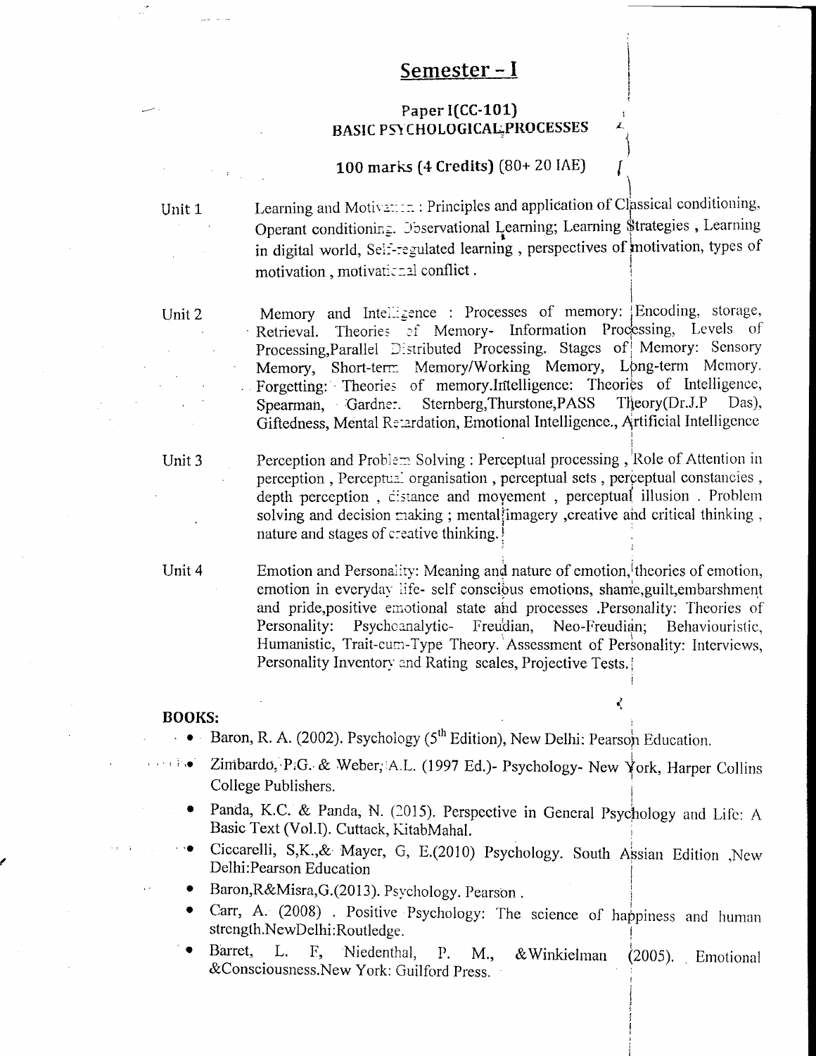# Semester – I

## Paper I(CC-101)
## BASIC PSYCHOLOGICAL PROCESSES

**100 marks (4 Credits)** (80+ 20 IAE)

**Unit 1** Learning and Motivation : Principles and application of Classical conditioning, Operant conditioning. Observational Learning; Learning Strategies , Learning in digital world, Self-regulated learning , perspectives of motivation, types of motivation , motivational conflict .

**Unit 2** Memory and Intelligence : Processes of memory: Encoding, storage, Retrieval. Theories of Memory- Information Processing, Levels of Processing,Parallel Distributed Processing. Stages of Memory: Sensory Memory, Short-term Memory/Working Memory, Long-term Memory. Forgetting: Theories of memory.Intelligence: Theories of Intelligence, Spearman, Gardner. Sternberg,Thurstone,PASS Theory(Dr.J.P Das), Giftedness, Mental Retardation, Emotional Intelligence., Artificial Intelligence

**Unit 3** Perception and Problem Solving : Perceptual processing , Role of Attention in perception , Perceptual organisation , perceptual sets , perceptual constancies , depth perception , distance and movement , perceptual illusion . Problem solving and decision making ; mental imagery ,creative and critical thinking , nature and stages of creative thinking.

**Unit 4** Emotion and Personality: Meaning and nature of emotion, theories of emotion, emotion in everyday life- self conscious emotions, shame,guilt,embarshment and pride,positive emotional state and processes .Personality: Theories of Personality: Psychoanalytic- Freudian, Neo-Freudian; Behaviouristic, Humanistic, Trait-cum-Type Theory. Assessment of Personality: Interviews, Personality Inventory and Rating scales, Projective Tests.

**BOOKS:**

- Baron, R. A. (2002). Psychology (5th Edition), New Delhi: Pearson Education.
- Zimbardo, P.G. & Weber, A.L. (1997 Ed.)- Psychology- New York, Harper Collins College Publishers.
- Panda, K.C. & Panda, N. (2015). Perspective in General Psychology and Life: A Basic Text (Vol.I). Cuttack, KitabMahal.
- Ciccarelli, S,K.,& Mayer, G, E.(2010) Psychology. South Assian Edition ,New Delhi:Pearson Education
- Baron,R&Misra,G.(2013). Psychology. Pearson .
- Carr, A. (2008) . Positive Psychology: The science of happiness and human strength.NewDelhi:Routledge.
- Barret, L. F, Niedenthal, P. M., &Winkielman (2005). Emotional &Consciousness.New York: Guilford Press.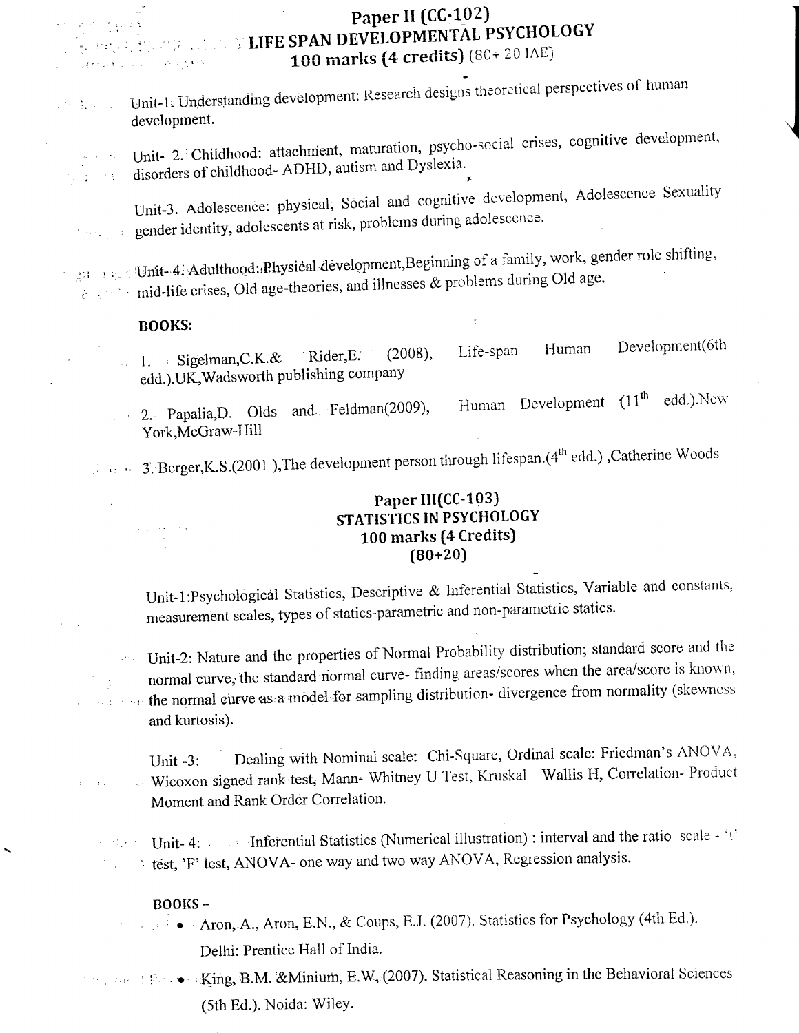## Paper II (CC-102)
## LIFE SPAN DEVELOPMENTAL PSYCHOLOGY
### 100 marks (4 credits) (80+ 20 IAE)

Unit-1. Understanding development: Research designs theoretical perspectives of human development.

Unit- 2. Childhood: attachment, maturation, psycho-social crises, cognitive development, disorders of childhood- ADHD, autism and Dyslexia.

Unit-3. Adolescence: physical, Social and cognitive development, Adolescence Sexuality gender identity, adolescents at risk, problems during adolescence.

Unit- 4. Adulthood: Physical development, Beginning of a family, work, gender role shifting, mid-life crises, Old age-theories, and illnesses & problems during Old age.

**BOOKS:**

1. Sigelman,C.K.& Rider,E. (2008), Life-span Human Development(6th edd.).UK,Wadsworth publishing company
2. Papalia,D. Olds and Feldman(2009), Human Development (11th edd.).New York,McGraw-Hill
3. Berger,K.S.(2001 ),The development person through lifespan.(4th edd.) ,Catherine Woods

## Paper III(CC-103)
## STATISTICS IN PSYCHOLOGY
### 100 marks (4 Credits)
### (80+20)

Unit-1:Psychological Statistics, Descriptive & Inferential Statistics, Variable and constants, measurement scales, types of statics-parametric and non-parametric statics.

Unit-2: Nature and the properties of Normal Probability distribution; standard score and the normal curve, the standard normal curve- finding areas/scores when the area/score is known, the normal curve as a model for sampling distribution- divergence from normality (skewness and kurtosis).

Unit -3: Dealing with Nominal scale: Chi-Square, Ordinal scale: Friedman's ANOVA, Wicoxon signed rank test, Mann- Whitney U Test, Kruskal Wallis H, Correlation- Product Moment and Rank Order Correlation.

Unit- 4: Inferential Statistics (Numerical illustration) : interval and the ratio scale - 't' test, 'F' test, ANOVA- one way and two way ANOVA, Regression analysis.

**BOOKS –**

- Aron, A., Aron, E.N., & Coups, E.J. (2007). Statistics for Psychology (4th Ed.). Delhi: Prentice Hall of India.
- King, B.M. &Minium, E.W. (2007). Statistical Reasoning in the Behavioral Sciences (5th Ed.). Noida: Wiley.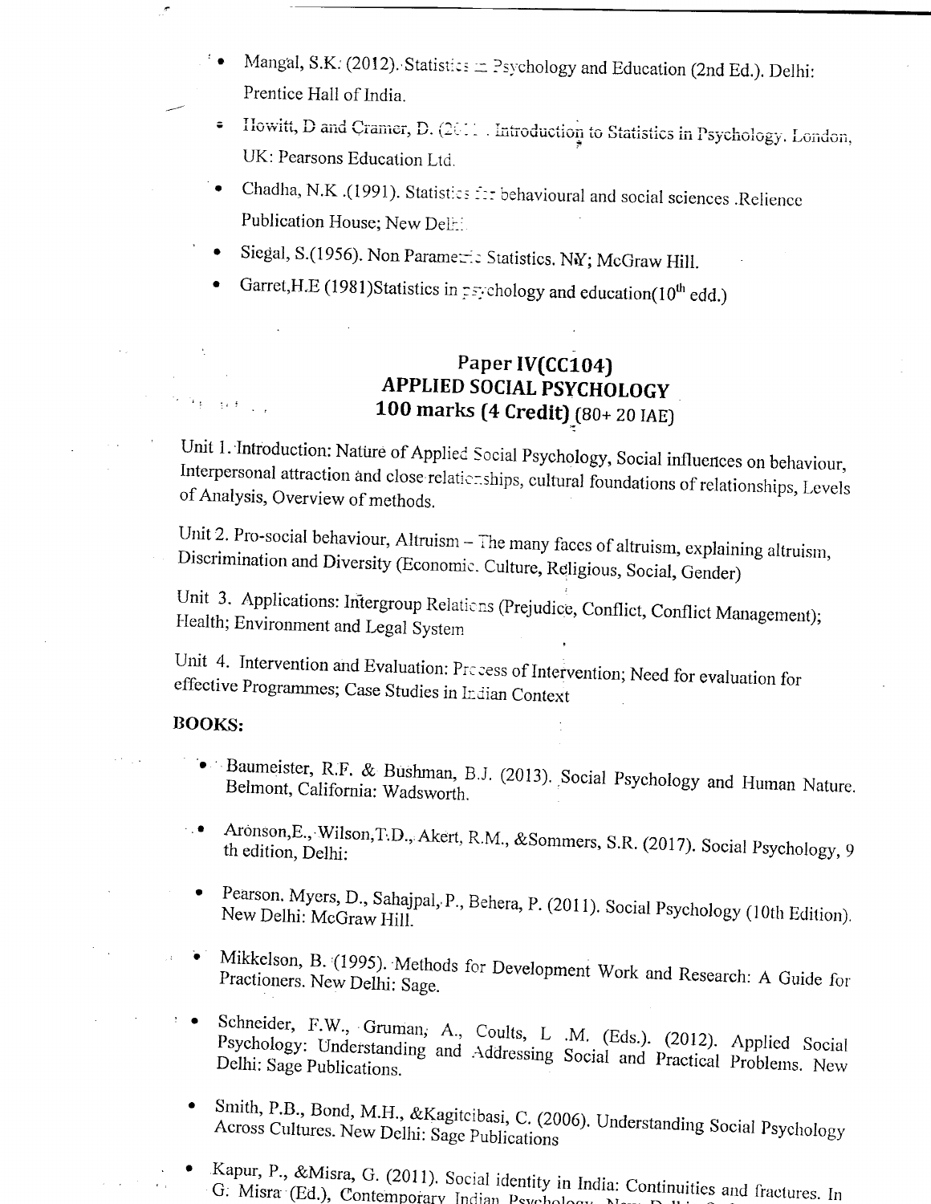- Mangal, S.K. (2012). Statistics in Psychology and Education (2nd Ed.). Delhi: Prentice Hall of India.
- Howitt, D and Cramer, D. (2011). Introduction to Statistics in Psychology. London, UK: Pearsons Education Ltd.
- Chadha, N.K .(1991). Statistics for behavioural and social sciences .Relience Publication House; New Delhi.
- Siegal, S.(1956). Non Parametric Statistics. NY; McGraw Hill.
- Garret,H.E (1981)Statistics in psychology and education(10th edd.)

## Paper IV(CC104)
## APPLIED SOCIAL PSYCHOLOGY
### 100 marks (4 Credit) (80+ 20 IAE)

Unit 1. Introduction: Nature of Applied Social Psychology, Social influences on behaviour, Interpersonal attraction and close relationships, cultural foundations of relationships, Levels of Analysis, Overview of methods.

Unit 2. Pro-social behaviour, Altruism – The many faces of altruism, explaining altruism, Discrimination and Diversity (Economic. Culture, Religious, Social, Gender)

Unit 3. Applications: Intergroup Relations (Prejudice, Conflict, Conflict Management); Health; Environment and Legal System

Unit 4. Intervention and Evaluation: Process of Intervention; Need for evaluation for effective Programmes; Case Studies in Indian Context

**BOOKS:**

- Baumeister, R.F. & Bushman, B.J. (2013). Social Psychology and Human Nature. Belmont, California: Wadsworth.
- Aronson,E., Wilson,T.D., Akert, R.M., &Sommers, S.R. (2017). Social Psychology, 9 th edition, Delhi:
- Pearson. Myers, D., Sahajpal, P., Behera, P. (2011). Social Psychology (10th Edition). New Delhi: McGraw Hill.
- Mikkelson, B. (1995). Methods for Development Work and Research: A Guide for Practioners. New Delhi: Sage.
- Schneider, F.W., Gruman, A., Coults, L .M. (Eds.). (2012). Applied Social Psychology: Understanding and Addressing Social and Practical Problems. New Delhi: Sage Publications.
- Smith, P.B., Bond, M.H., &Kagitcibasi, C. (2006). Understanding Social Psychology Across Cultures. New Delhi: Sage Publications
- Kapur, P., &Misra, G. (2011). Social identity in India: Continuities and fractures. In G. Misra (Ed.), Contemporary Indian Psychology. New Delhi: ...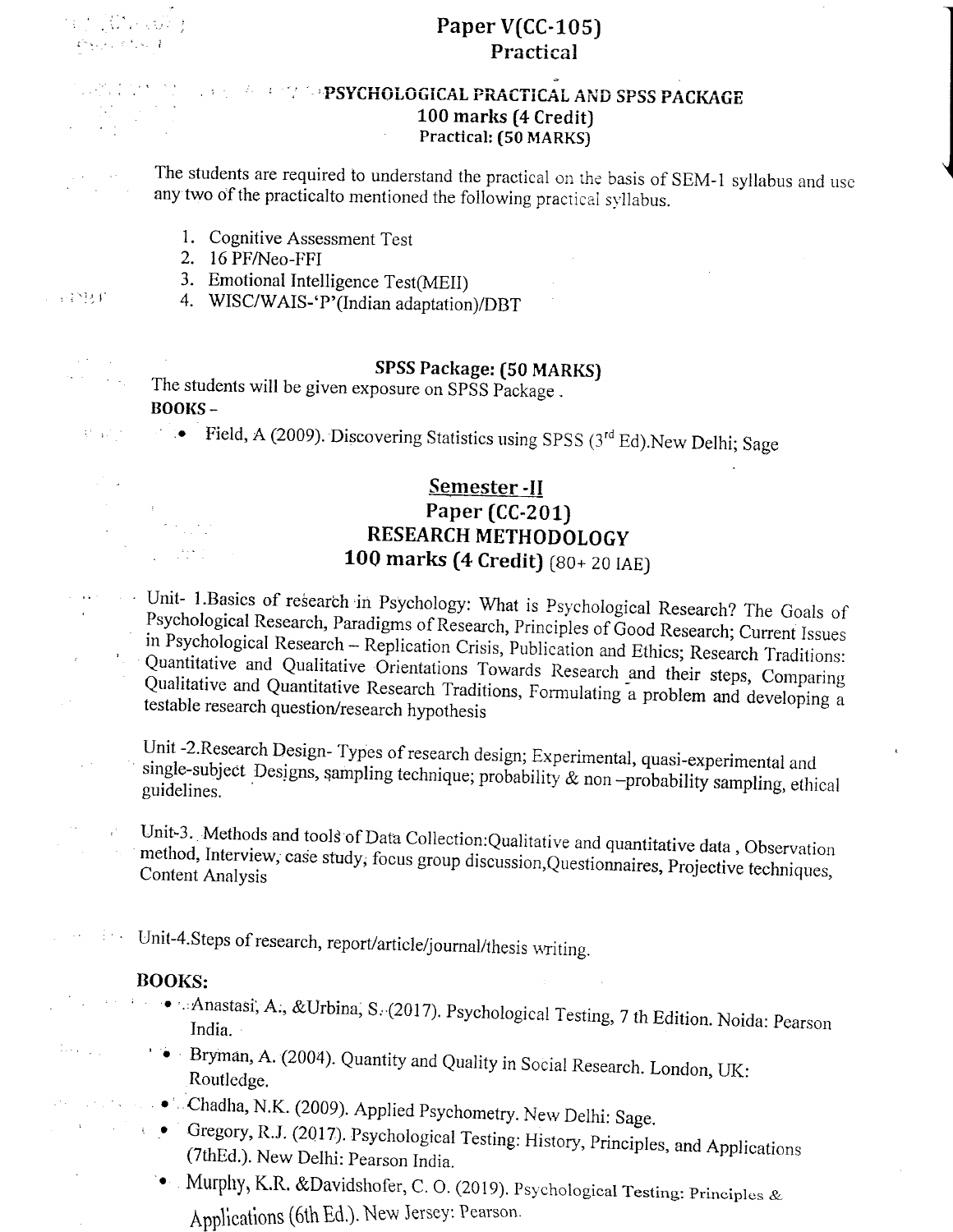## Paper V(CC-105)
## Practical

### PSYCHOLOGICAL PRACTICAL AND SPSS PACKAGE
**100 marks (4 Credit)**
**Practical: (50 MARKS)**

The students are required to understand the practical on the basis of SEM-1 syllabus and use any two of the practicalto mentioned the following practical syllabus.

1. Cognitive Assessment Test
2. 16 PF/Neo-FFI
3. Emotional Intelligence Test(MEII)
4. WISC/WAIS-'P'(Indian adaptation)/DBT

### SPSS Package: (50 MARKS)

The students will be given exposure on SPSS Package .

**BOOKS –**

- Field, A (2009). Discovering Statistics using SPSS (3rd Ed).New Delhi; Sage

## Semester -II
## Paper (CC-201)
## RESEARCH METHODOLOGY
**100 marks (4 Credit)** (80+ 20 IAE)

Unit- 1.Basics of research in Psychology: What is Psychological Research? The Goals of Psychological Research, Paradigms of Research, Principles of Good Research; Current Issues in Psychological Research – Replication Crisis, Publication and Ethics; Research Traditions: Quantitative and Qualitative Orientations Towards Research and their steps, Comparing Qualitative and Quantitative Research Traditions, Formulating a problem and developing a testable research question/research hypothesis

Unit -2.Research Design- Types of research design; Experimental, quasi-experimental and single-subject Designs, sampling technique; probability & non –probability sampling, ethical guidelines.

Unit-3. Methods and tools of Data Collection:Qualitative and quantitative data , Observation method, Interview, case study, focus group discussion,Questionnaires, Projective techniques, Content Analysis

Unit-4.Steps of research, report/article/journal/thesis writing.

**BOOKS:**

- Anastasi, A., &Urbina, S. (2017). Psychological Testing, 7 th Edition. Noida: Pearson India.
- Bryman, A. (2004). Quantity and Quality in Social Research. London, UK: Routledge.
- Chadha, N.K. (2009). Applied Psychometry. New Delhi: Sage.
- Gregory, R.J. (2017). Psychological Testing: History, Principles, and Applications (7thEd.). New Delhi: Pearson India.
- Murphy, K.R. &Davidshofer, C. O. (2019). Psychological Testing: Principles & Applications (6th Ed.). New Jersey: Pearson.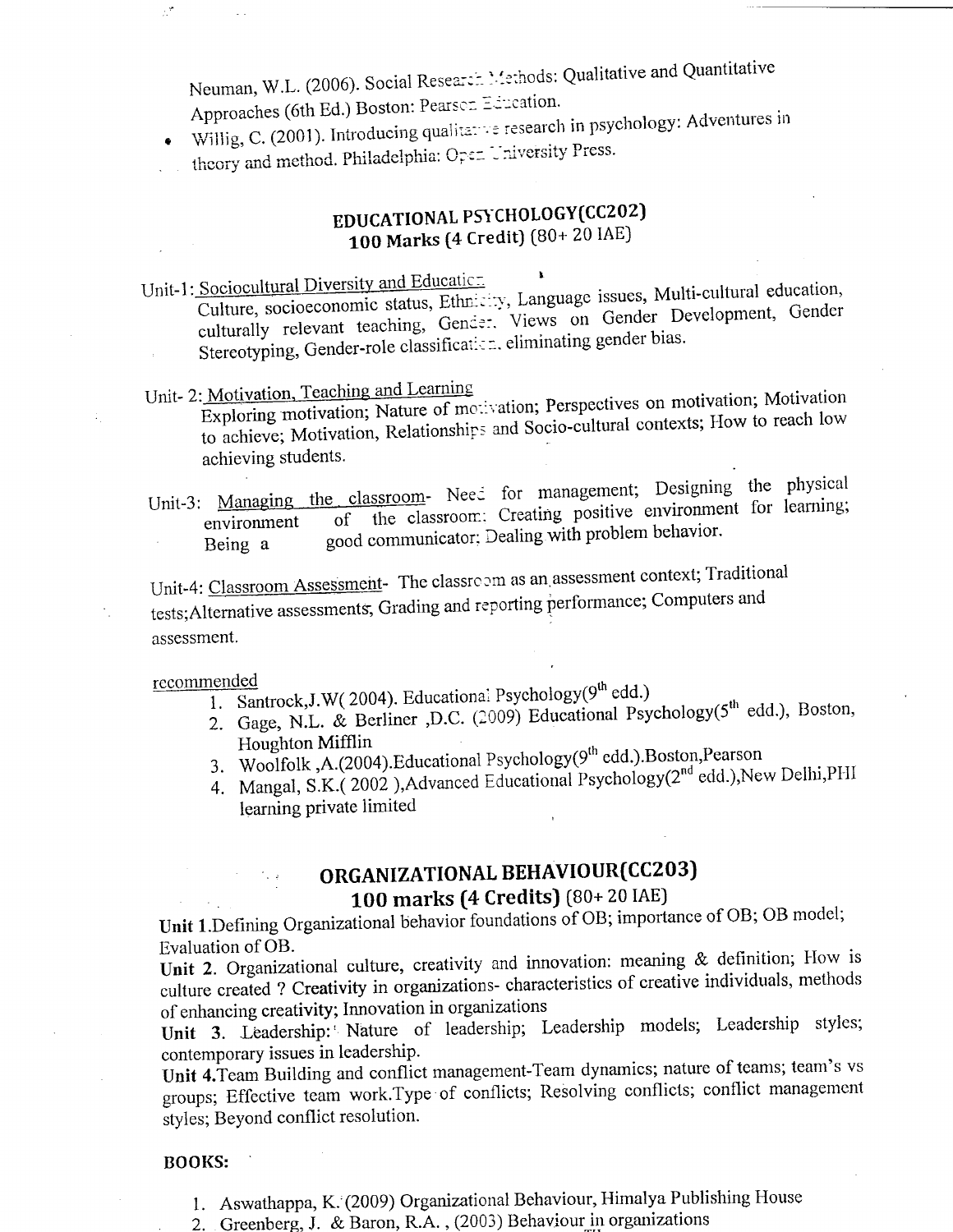Neuman, W.L. (2006). Social Research Methods: Qualitative and Quantitative Approaches (6th Ed.) Boston: Pearson Education.

- Willig, C. (2001). Introducing qualitative research in psychology: Adventures in theory and method. Philadelphia: Open University Press.

## EDUCATIONAL PSYCHOLOGY(CC202)
## 100 Marks (4 Credit) (80+ 20 IAE)

Unit-1: Sociocultural Diversity and Education
Culture, socioeconomic status, Ethnicity, Language issues, Multi-cultural education, culturally relevant teaching, Gender. Views on Gender Development, Gender Stereotyping, Gender-role classification, eliminating gender bias.

Unit- 2: Motivation, Teaching and Learning
Exploring motivation; Nature of motivation; Perspectives on motivation; Motivation to achieve; Motivation, Relationships and Socio-cultural contexts; How to reach low achieving students.

Unit-3: Managing the classroom- Need for management; Designing the physical environment of the classroom; Creating positive environment for learning; Being a good communicator; Dealing with problem behavior.

Unit-4: Classroom Assessment- The classroom as an assessment context; Traditional tests;Alternative assessments, Grading and reporting performance; Computers and assessment.

recommended

1. Santrock,J.W( 2004). Educational Psychology(9th edd.)
2. Gage, N.L. & Berliner ,D.C. (2009) Educational Psychology(5th edd.), Boston, Houghton Mifflin
3. Woolfolk ,A.(2004).Educational Psychology(9th edd.).Boston,Pearson
4. Mangal, S.K.( 2002 ),Advanced Educational Psychology(2nd edd.),New Delhi,PHI learning private limited

## ORGANIZATIONAL BEHAVIOUR(CC203)
## 100 marks (4 Credits) (80+ 20 IAE)

**Unit 1**.Defining Organizational behavior foundations of OB; importance of OB; OB model; Evaluation of OB.

**Unit 2**. Organizational culture, creativity and innovation: meaning & definition; How is culture created ? Creativity in organizations- characteristics of creative individuals, methods of enhancing creativity; Innovation in organizations

**Unit 3**. Leadership: Nature of leadership; Leadership models; Leadership styles; contemporary issues in leadership.

**Unit 4**.Team Building and conflict management-Team dynamics; nature of teams; team's vs groups; Effective team work.Type of conflicts; Resolving conflicts; conflict management styles; Beyond conflict resolution.

**BOOKS:**

1. Aswathappa, K. (2009) Organizational Behaviour, Himalya Publishing House
2. Greenberg, J. & Baron, R.A. , (2003) Behaviour in organizations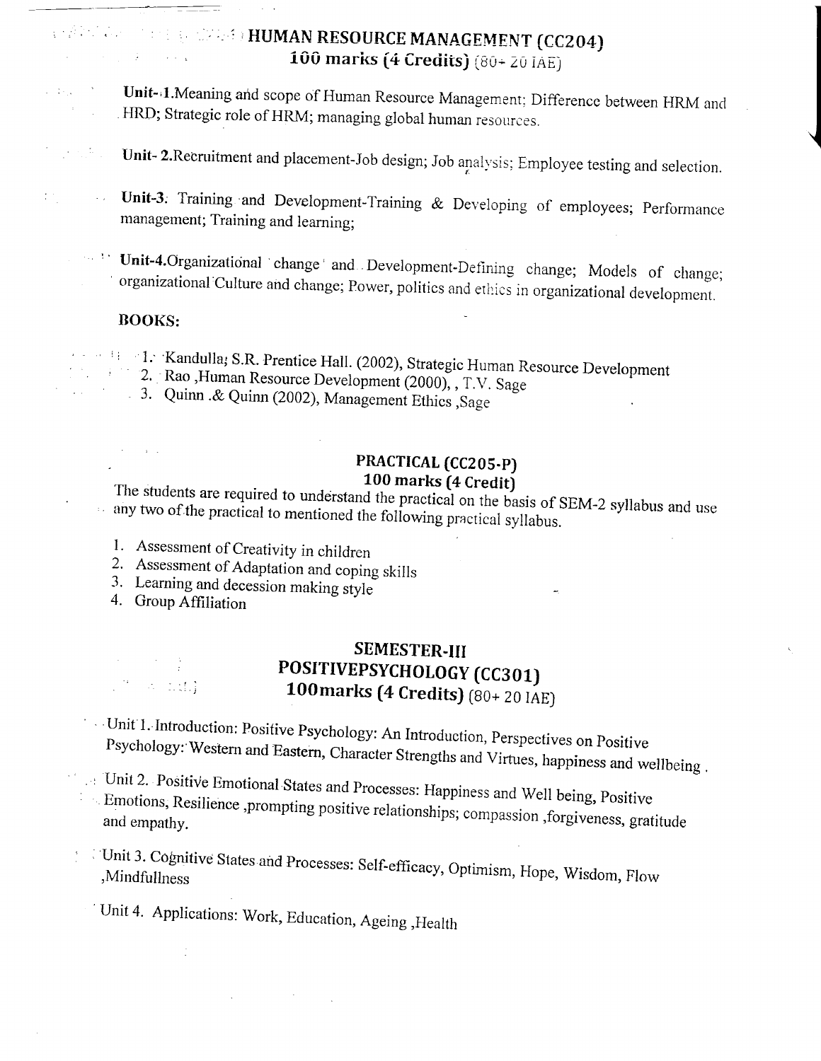## HUMAN RESOURCE MANAGEMENT (CC204)

### 100 marks (4 Credits) (80+ 20 IAE)

**Unit- 1.** Meaning and scope of Human Resource Management; Difference between HRM and HRD; Strategic role of HRM; managing global human resources.

**Unit- 2.** Recruitment and placement-Job design; Job analysis; Employee testing and selection.

**Unit-3.** Training and Development-Training & Developing of employees; Performance management; Training and learning;

**Unit-4.** Organizational change and Development-Defining change; Models of change; organizational Culture and change; Power, politics and ethics in organizational development.

**BOOKS:**

1. Kandulla; S.R. Prentice Hall. (2002), Strategic Human Resource Development
2. Rao ,Human Resource Development (2000), , T.V. Sage
3. Quinn .& Quinn (2002), Management Ethics ,Sage

## PRACTICAL (CC205-P)

### 100 marks (4 Credit)

The students are required to understand the practical on the basis of SEM-2 syllabus and use any two of the practical to mentioned the following practical syllabus.

1. Assessment of Creativity in children
2. Assessment of Adaptation and coping skills
3. Learning and decession making style
4. Group Affiliation

## SEMESTER-III

## POSITIVEPSYCHOLOGY (CC301)

### 100marks (4 Credits) (80+ 20 IAE)

Unit 1. Introduction: Positive Psychology: An Introduction, Perspectives on Positive Psychology: Western and Eastern, Character Strengths and Virtues, happiness and wellbeing .

Unit 2. Positive Emotional States and Processes: Happiness and Well being, Positive Emotions, Resilience ,prompting positive relationships; compassion ,forgiveness, gratitude and empathy.

Unit 3. Cognitive States and Processes: Self-efficacy, Optimism, Hope, Wisdom, Flow ,Mindfullness

Unit 4. Applications: Work, Education, Ageing ,Health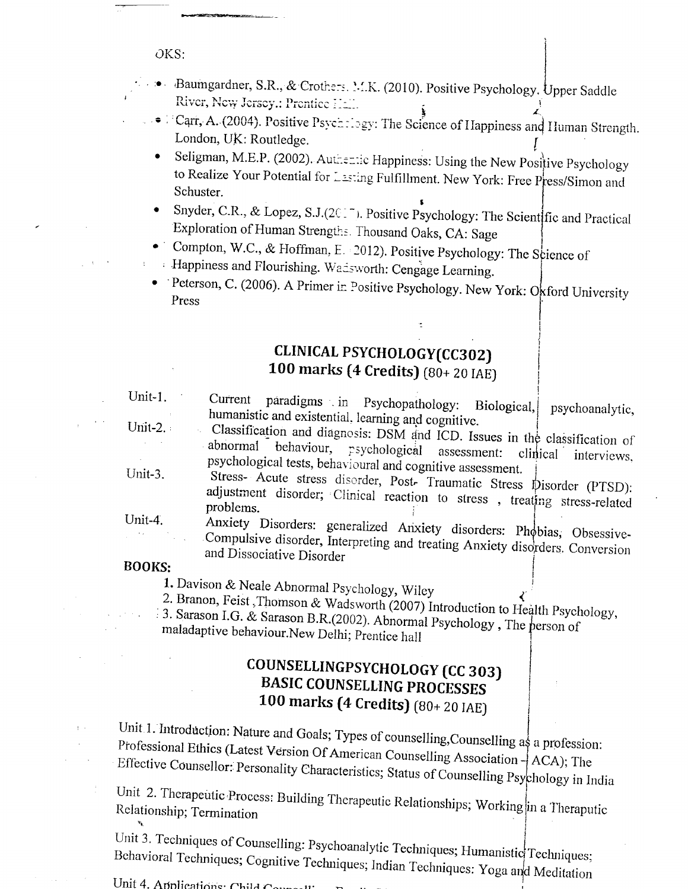OKS:

- Baumgardner, S.R., & Crothers, M.K. (2010). Positive Psychology. Upper Saddle River, New Jersey.: Prentice Hall.
- Carr, A. (2004). Positive Psychology: The Science of Happiness and Human Strength. London, UK: Routledge.
- Seligman, M.E.P. (2002). Authentic Happiness: Using the New Positive Psychology to Realize Your Potential for Lasting Fulfillment. New York: Free Press/Simon and Schuster.
- Snyder, C.R., & Lopez, S.J.(20  ). Positive Psychology: The Scientific and Practical Exploration of Human Strengths. Thousand Oaks, CA: Sage
- Compton, W.C., & Hoffman, E. 2012). Positive Psychology: The Science of Happiness and Flourishing. Wadsworth: Cengage Learning.
- Peterson, C. (2006). A Primer in Positive Psychology. New York: Oxford University Press

## CLINICAL PSYCHOLOGY(CC302)
## 100 marks (4 Credits) (80+ 20 IAE)

Unit-1. Current paradigms in Psychopathology: Biological, psychoanalytic, humanistic and existential, learning and cognitive.

Unit-2. Classification and diagnosis: DSM and ICD. Issues in the classification of abnormal behaviour, psychological assessment: clinical interviews, psychological tests, behavioural and cognitive assessment.

Unit-3. Stress- Acute stress disorder, Post- Traumatic Stress Disorder (PTSD): adjustment disorder; Clinical reaction to stress , treating stress-related problems.

Unit-4. Anxiety Disorders: generalized Anxiety disorders: Phobias, Obsessive-Compulsive disorder, Interpreting and treating Anxiety disorders. Conversion and Dissociative Disorder

**BOOKS:**

1. Davison & Neale Abnormal Psychology, Wiley
2. Branon, Feist ,Thomson & Wadsworth (2007) Introduction to Health Psychology,
3. Sarason I.G. & Sarason B.R.(2002). Abnormal Psychology , The person of maladaptive behaviour.New Delhi; Prentice hall

## COUNSELLINGPSYCHOLOGY (CC 303)
## BASIC COUNSELLING PROCESSES
## 100 marks (4 Credits) (80+ 20 IAE)

Unit 1. Introduction: Nature and Goals; Types of counselling,Counselling as a profession: Professional Ethics (Latest Version Of American Counselling Association – ACA); The Effective Counsellor: Personality Characteristics; Status of Counselling Psychology in India

Unit 2. Therapeutic Process: Building Therapeutic Relationships; Working in a Theraputic Relationship; Termination

Unit 3. Techniques of Counselling: Psychoanalytic Techniques; Humanistic Techniques; Behavioral Techniques; Cognitive Techniques; Indian Techniques: Yoga and Meditation

Unit 4. Applications: Child Counselli...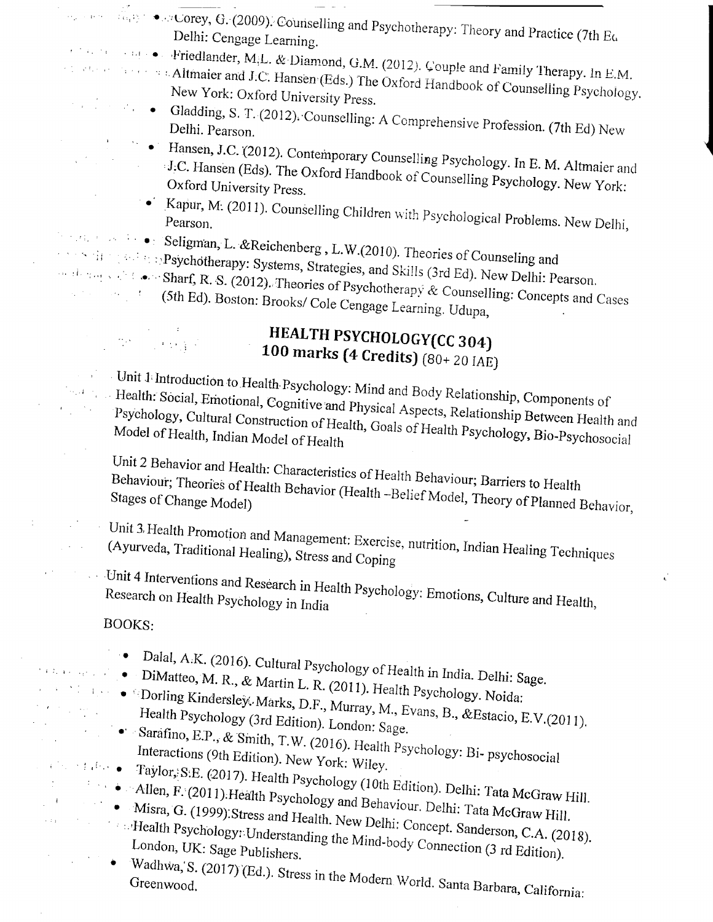- Corey, G. (2009). Counselling and Psychotherapy: Theory and Practice (7th Ed. Delhi: Cengage Learning.
- Friedlander, M.L. & Diamond, G.M. (2012). Couple and Family Therapy. In E.M. Altmaier and J.C. Hansen (Eds.) The Oxford Handbook of Counselling Psychology. New York: Oxford University Press.
- Gladding, S. T. (2012). Counselling: A Comprehensive Profession. (7th Ed) New Delhi. Pearson.
- Hansen, J.C. (2012). Contemporary Counselling Psychology. In E. M. Altmaier and J.C. Hansen (Eds). The Oxford Handbook of Counselling Psychology. New York: Oxford University Press.
- Kapur, M. (2011). Counselling Children with Psychological Problems. New Delhi, Pearson.
- Seligman, L. &Reichenberg , L.W.(2010). Theories of Counseling and Psychotherapy: Systems, Strategies, and Skills (3rd Ed). New Delhi: Pearson.
- Sharf, R. S. (2012). Theories of Psychotherapy & Counselling: Concepts and Cases (5th Ed). Boston: Brooks/ Cole Cengage Learning. Udupa,

## HEALTH PSYCHOLOGY(CC 304)
## 100 marks (4 Credits) (80+ 20 IAE)

Unit 1 Introduction to Health Psychology: Mind and Body Relationship, Components of Health: Social, Emotional, Cognitive and Physical Aspects, Relationship Between Health and Psychology, Cultural Construction of Health, Goals of Health Psychology, Bio-Psychosocial Model of Health, Indian Model of Health

Unit 2 Behavior and Health: Characteristics of Health Behaviour; Barriers to Health Behaviour; Theories of Health Behavior (Health –Belief Model, Theory of Planned Behavior, Stages of Change Model)

Unit 3 Health Promotion and Management: Exercise, nutrition, Indian Healing Techniques (Ayurveda, Traditional Healing), Stress and Coping

Unit 4 Interventions and Research in Health Psychology: Emotions, Culture and Health, Research on Health Psychology in India

BOOKS:

- Dalal, A.K. (2016). Cultural Psychology of Health in India. Delhi: Sage.
- DiMatteo, M. R., & Martin L. R. (2011). Health Psychology. Noida:
- Dorling Kindersley. Marks, D.F., Murray, M., Evans, B., &Estacio, E.V.(2011). Health Psychology (3rd Edition). London: Sage.
- Sarafino, E.P., & Smith, T.W. (2016). Health Psychology: Bi- psychosocial Interactions (9th Edition). New York: Wiley.
- Taylor, S.E. (2017). Health Psychology (10th Edition). Delhi: Tata McGraw Hill.
- Allen, F. (2011).Health Psychology and Behaviour. Delhi: Tata McGraw Hill.
- Misra, G. (1999).Stress and Health. New Delhi: Concept. Sanderson, C.A. (2018). Health Psychology: Understanding the Mind-body Connection (3 rd Edition). London, UK: Sage Publishers.
- Wadhwa, S. (2017) (Ed.). Stress in the Modern World. Santa Barbara, California: Greenwood.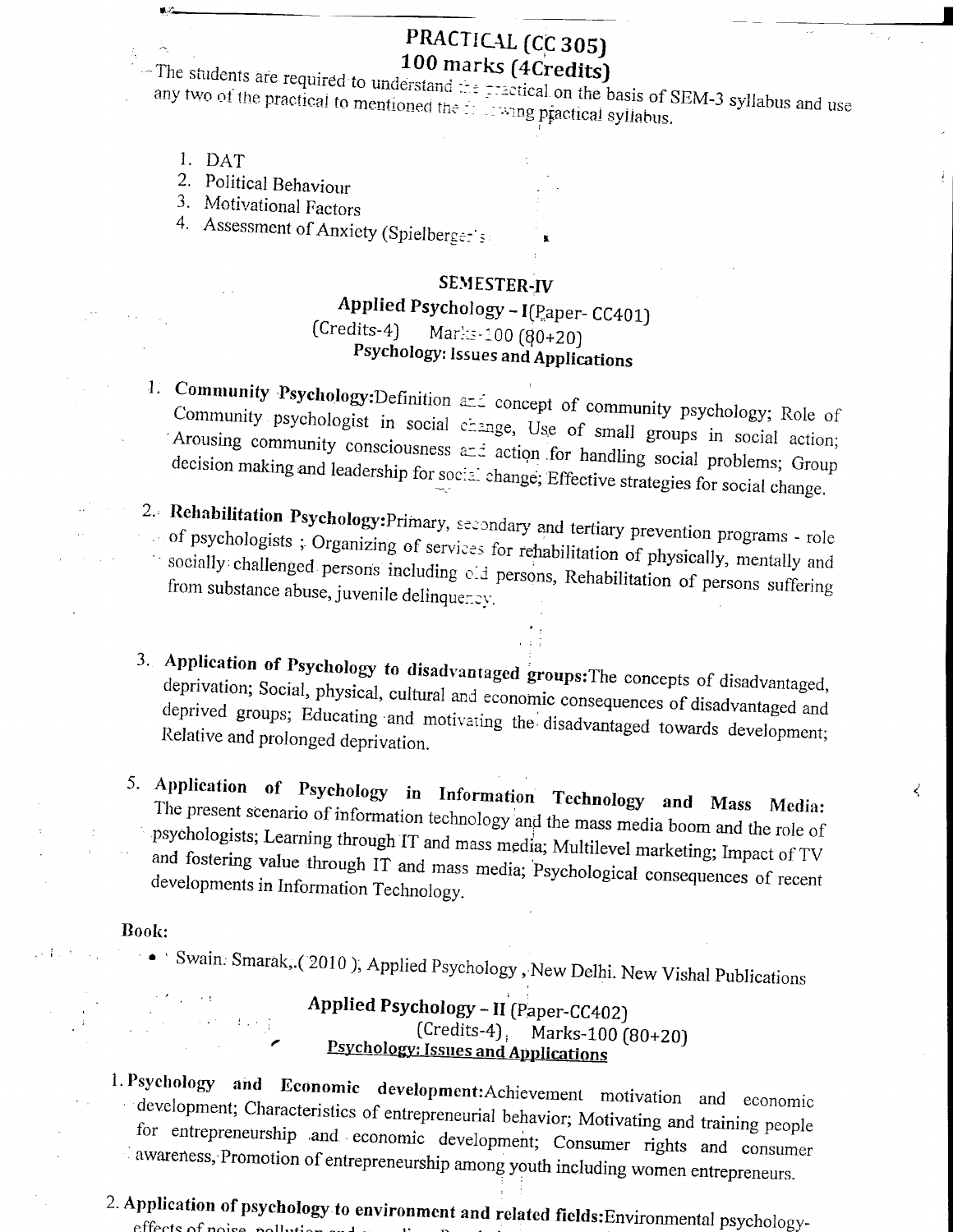## PRACTICAL (CC 305)

### 100 marks (4Credits)

The students are required to understand the practical on the basis of SEM-3 syllabus and use any two of the practical to mentioned the following practical syllabus.

1. DAT
2. Political Behaviour
3. Motivational Factors
4. Assessment of Anxiety (Spielberger's

## SEMESTER-IV

### Applied Psychology – I(Paper- CC401)

(Credits-4) Marks-100 (80+20)

**Psychology: Issues and Applications**

1. **Community Psychology:** Definition and concept of community psychology; Role of Community psychologist in social change, Use of small groups in social action; Arousing community consciousness and action for handling social problems; Group decision making and leadership for social change; Effective strategies for social change.

2. **Rehabilitation Psychology:** Primary, secondary and tertiary prevention programs - role of psychologists ; Organizing of services for rehabilitation of physically, mentally and socially challenged persons including old persons, Rehabilitation of persons suffering from substance abuse, juvenile delinquency.

3. **Application of Psychology to disadvantaged groups:** The concepts of disadvantaged, deprivation; Social, physical, cultural and economic consequences of disadvantaged and deprived groups; Educating and motivating the disadvantaged towards development; Relative and prolonged deprivation.

5. **Application of Psychology in Information Technology and Mass Media:** The present scenario of information technology and the mass media boom and the role of psychologists; Learning through IT and mass media; Multilevel marketing; Impact of TV and fostering value through IT and mass media; Psychological consequences of recent developments in Information Technology.

**Book:**

- Swain. Smarak,.( 2010 ), Applied Psychology , New Delhi. New Vishal Publications

### Applied Psychology – II (Paper-CC402)

(Credits-4) Marks-100 (80+20)

**Psychology: Issues and Applications**

1. **Psychology and Economic development:** Achievement motivation and economic development; Characteristics of entrepreneurial behavior; Motivating and training people for entrepreneurship and economic development; Consumer rights and consumer awareness, Promotion of entrepreneurship among youth including women entrepreneurs.

2. **Application of psychology to environment and related fields:** Environmental psychology- effects of noise, pollution and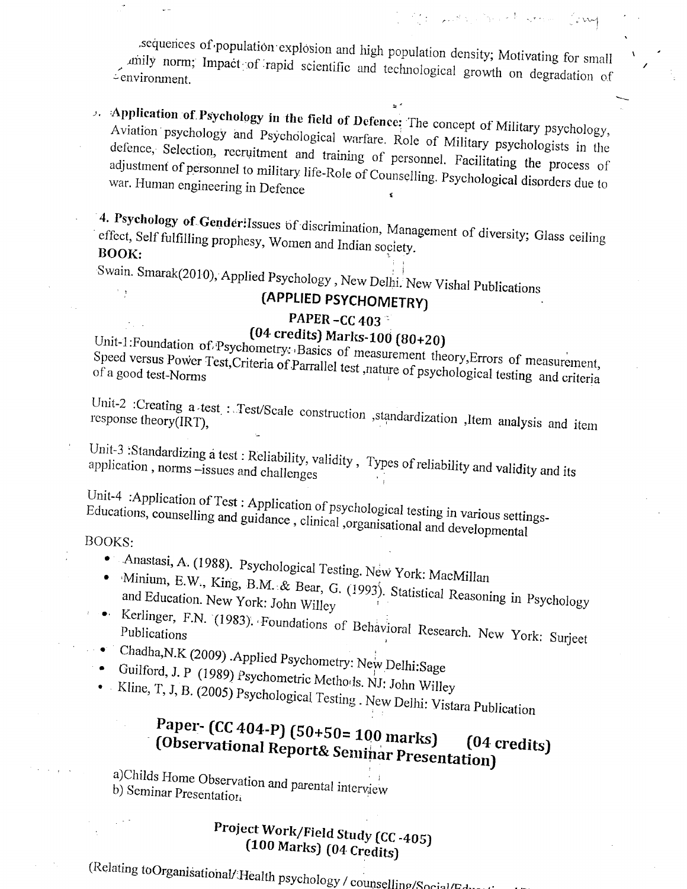sequences of population explosion and high population density; Motivating for small family norm; Impact of rapid scientific and technological growth on degradation of environment.

3. **Application of Psychology in the field of Defence:** The concept of Military psychology, Aviation psychology and Psychological warfare. Role of Military psychologists in the defence, Selection, recruitment and training of personnel. Facilitating the process of adjustment of personnel to military life-Role of Counselling. Psychological disorders due to war. Human engineering in Defence

4. **Psychology of Gender:** Issues of discrimination, Management of diversity; Glass ceiling effect, Self fulfilling prophesy, Women and Indian society.

**BOOK:**

Swain. Smarak(2010), Applied Psychology , New Delhi. New Vishal Publications

## (APPLIED PSYCHOMETRY)

### PAPER -CC 403

### (04 credits) Marks-100 (80+20)

Unit-1 :Foundation of Psychometry: Basics of measurement theory,Errors of measurement, Speed versus Power Test,Criteria of Parralel test ,nature of psychological testing and criteria of a good test-Norms

Unit-2 :Creating a test : Test/Scale construction ,standardization ,Item analysis and item response theory(IRT),

Unit-3 :Standardizing a test : Reliability, validity , Types of reliability and validity and its application , norms –issues and challenges

Unit-4 :Application of Test : Application of psychological testing in various settings- Educations, counselling and guidance , clinical ,organisational and developmental

BOOKS:

- Anastasi, A. (1988). Psychological Testing. New York: MacMillan
- Minium, E.W., King, B.M. & Bear, G. (1993). Statistical Reasoning in Psychology and Education. New York: John Willey
- Kerlinger, F.N. (1983). Foundations of Behavioral Research. New York: Surjeet Publications
- Chadha,N.K (2009) .Applied Psychometry: New Delhi:Sage
- Guilford, J. P (1989) Psychometric Methods. NJ: John Willey
- Kline, T, J, B. (2005) Psychological Testing . New Delhi: Vistara Publication

## Paper- (CC 404-P) (50+50= 100 marks) (04 credits) (Observational Report& Seminar Presentation)

a)Childs Home Observation and parental interview
b) Seminar Presentation

### Project Work/Field Study (CC -405) (100 Marks) (04 Credits)

(Relating toOrganisational/Health psychology / counselling/Social/Edu...